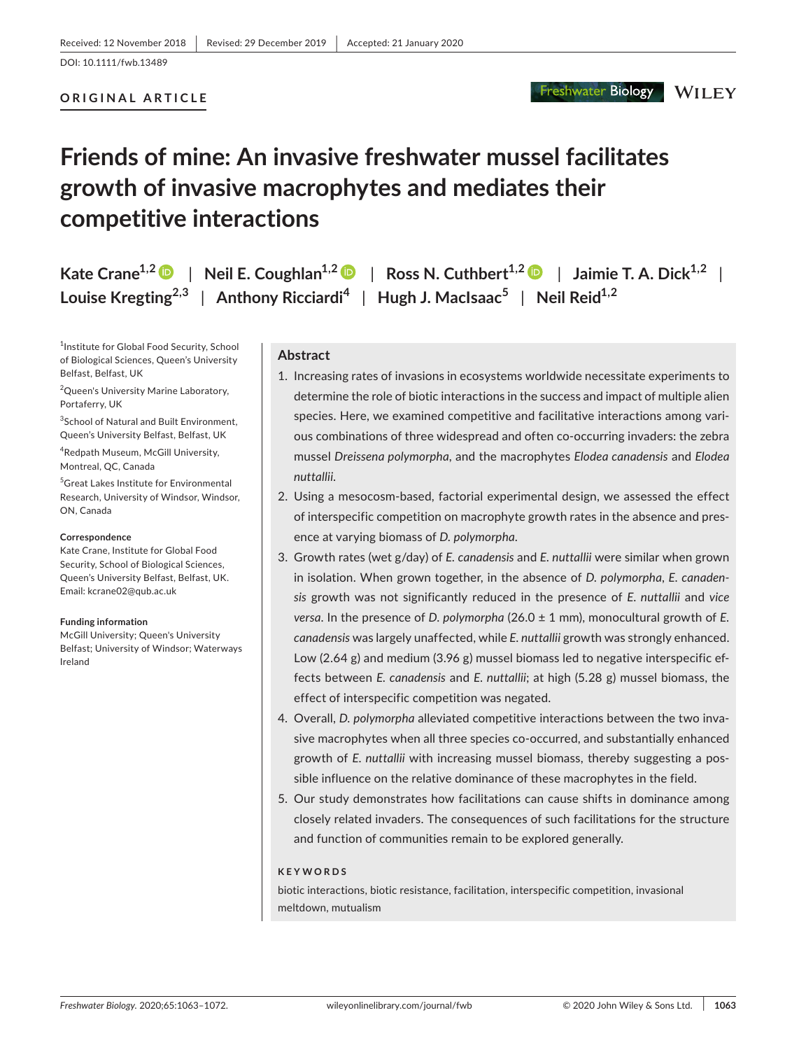Received: 12 November 2018 | Revised: 29 December 2019 | Accepted: 21 January 2020

DOI: 10.1111/fwb.13489

**ORIGINAL ARTICLE**

# Friends of mine: An invasive freshwater mussel facilitates growth of invasive macrophytes and mediates their competitive interactions

**Kate Crane[1,2]** | **Neil E. Coughlan[1,2]** | **Ross N. Cuthbert[1,2]** | **Jaimie T. A. Dick[1,2]** | **Louise Kregting[2,3]** | **Anthony Ricciardi[4]** | **Hugh J. MacIsaac[5]** | **Neil Reid[1,2]**

[1]Institute for Global Food Security, School of Biological Sciences, Queen's University Belfast, Belfast, UK

[2]Queen's University Marine Laboratory, Portaferry, UK

[3]School of Natural and Built Environment, Queen's University Belfast, Belfast, UK

[4]Redpath Museum, McGill University, Montreal, QC, Canada

[5]Great Lakes Institute for Environmental Research, University of Windsor, Windsor, ON, Canada

**Correspondence**
Kate Crane, Institute for Global Food Security, School of Biological Sciences, Queen's University Belfast, Belfast, UK.
Email: kcrane02@qub.ac.uk

**Funding information**
McGill University; Queen's University Belfast; University of Windsor; Waterways Ireland

## Abstract

1. Increasing rates of invasions in ecosystems worldwide necessitate experiments to determine the role of biotic interactions in the success and impact of multiple alien species. Here, we examined competitive and facilitative interactions among various combinations of three widespread and often co-occurring invaders: the zebra mussel *Dreissena polymorpha*, and the macrophytes *Elodea canadensis* and *Elodea nuttallii*.
2. Using a mesocosm-based, factorial experimental design, we assessed the effect of interspecific competition on macrophyte growth rates in the absence and presence at varying biomass of *D. polymorpha*.
3. Growth rates (wet g/day) of *E. canadensis* and *E. nuttallii* were similar when grown in isolation. When grown together, in the absence of *D. polymorpha*, *E. canadensis* growth was not significantly reduced in the presence of *E. nuttallii* and *vice versa*. In the presence of *D. polymorpha* (26.0 ± 1 mm), monocultural growth of *E. canadensis* was largely unaffected, while *E. nuttallii* growth was strongly enhanced. Low (2.64 g) and medium (3.96 g) mussel biomass led to negative interspecific effects between *E. canadensis* and *E. nuttallii*; at high (5.28 g) mussel biomass, the effect of interspecific competition was negated.
4. Overall, *D. polymorpha* alleviated competitive interactions between the two invasive macrophytes when all three species co-occurred, and substantially enhanced growth of *E. nuttallii* with increasing mussel biomass, thereby suggesting a possible influence on the relative dominance of these macrophytes in the field.
5. Our study demonstrates how facilitations can cause shifts in dominance among closely related invaders. The consequences of such facilitations for the structure and function of communities remain to be explored generally.

**KEYWORDS**

biotic interactions, biotic resistance, facilitation, interspecific competition, invasional meltdown, mutualism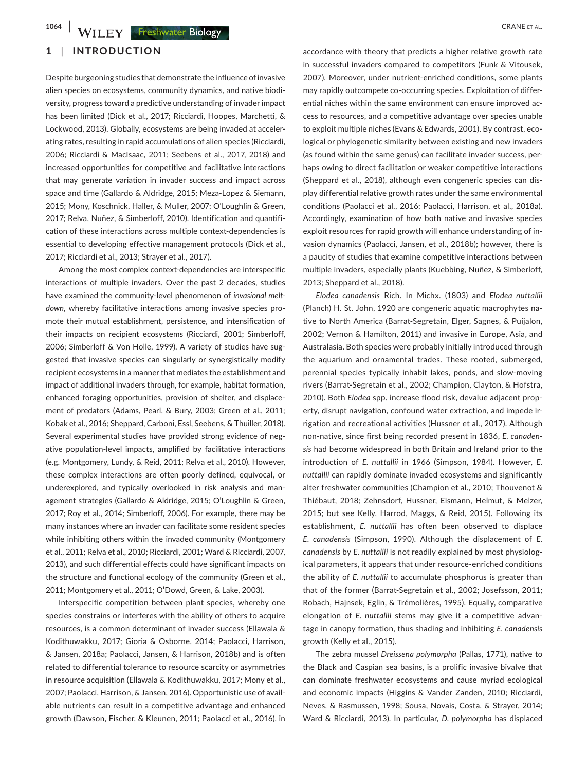## 1 | INTRODUCTION

Despite burgeoning studies that demonstrate the influence of invasive alien species on ecosystems, community dynamics, and native biodiversity, progress toward a predictive understanding of invader impact has been limited (Dick et al., 2017; Ricciardi, Hoopes, Marchetti, & Lockwood, 2013). Globally, ecosystems are being invaded at accelerating rates, resulting in rapid accumulations of alien species (Ricciardi, 2006; Ricciardi & MacIsaac, 2011; Seebens et al., 2017, 2018) and increased opportunities for competitive and facilitative interactions that may generate variation in invader success and impact across space and time (Gallardo & Aldridge, 2015; Meza-Lopez & Siemann, 2015; Mony, Koschnick, Haller, & Muller, 2007; O'Loughlin & Green, 2017; Relva, Nuñez, & Simberloff, 2010). Identification and quantification of these interactions across multiple context-dependencies is essential to developing effective management protocols (Dick et al., 2017; Ricciardi et al., 2013; Strayer et al., 2017).

Among the most complex context-dependencies are interspecific interactions of multiple invaders. Over the past 2 decades, studies have examined the community-level phenomenon of *invasional meltdown*, whereby facilitative interactions among invasive species promote their mutual establishment, persistence, and intensification of their impacts on recipient ecosystems (Ricciardi, 2001; Simberloff, 2006; Simberloff & Von Holle, 1999). A variety of studies have suggested that invasive species can singularly or synergistically modify recipient ecosystems in a manner that mediates the establishment and impact of additional invaders through, for example, habitat formation, enhanced foraging opportunities, provision of shelter, and displacement of predators (Adams, Pearl, & Bury, 2003; Green et al., 2011; Kobak et al., 2016; Sheppard, Carboni, Essl, Seebens, & Thuiller, 2018). Several experimental studies have provided strong evidence of negative population-level impacts, amplified by facilitative interactions (e.g. Montgomery, Lundy, & Reid, 2011; Relva et al., 2010). However, these complex interactions are often poorly defined, equivocal, or underexplored, and typically overlooked in risk analysis and management strategies (Gallardo & Aldridge, 2015; O'Loughlin & Green, 2017; Roy et al., 2014; Simberloff, 2006). For example, there may be many instances where an invader can facilitate some resident species while inhibiting others within the invaded community (Montgomery et al., 2011; Relva et al., 2010; Ricciardi, 2001; Ward & Ricciardi, 2007, 2013), and such differential effects could have significant impacts on the structure and functional ecology of the community (Green et al., 2011; Montgomery et al., 2011; O'Dowd, Green, & Lake, 2003).

Interspecific competition between plant species, whereby one species constrains or interferes with the ability of others to acquire resources, is a common determinant of invader success (Ellawala & Kodithuwakku, 2017; Gioria & Osborne, 2014; Paolacci, Harrison, & Jansen, 2018a; Paolacci, Jansen, & Harrison, 2018b) and is often related to differential tolerance to resource scarcity or asymmetries in resource acquisition (Ellawala & Kodithuwakku, 2017; Mony et al., 2007; Paolacci, Harrison, & Jansen, 2016). Opportunistic use of available nutrients can result in a competitive advantage and enhanced growth (Dawson, Fischer, & Kleunen, 2011; Paolacci et al., 2016), in accordance with theory that predicts a higher relative growth rate in successful invaders compared to competitors (Funk & Vitousek, 2007). Moreover, under nutrient-enriched conditions, some plants may rapidly outcompete co-occurring species. Exploitation of differential niches within the same environment can ensure improved access to resources, and a competitive advantage over species unable to exploit multiple niches (Evans & Edwards, 2001). By contrast, ecological or phylogenetic similarity between existing and new invaders (as found within the same genus) can facilitate invader success, perhaps owing to direct facilitation or weaker competitive interactions (Sheppard et al., 2018), although even congeneric species can display differential relative growth rates under the same environmental conditions (Paolacci et al., 2016; Paolacci, Harrison, et al., 2018a). Accordingly, examination of how both native and invasive species exploit resources for rapid growth will enhance understanding of invasion dynamics (Paolacci, Jansen, et al., 2018b); however, there is a paucity of studies that examine competitive interactions between multiple invaders, especially plants (Kuebbing, Nuñez, & Simberloff, 2013; Sheppard et al., 2018).

*Elodea canadensis* Rich. In Michx. (1803) and *Elodea nuttallii* (Planch) H. St. John, 1920 are congeneric aquatic macrophytes native to North America (Barrat-Segretain, Elger, Sagnes, & Puijalon, 2002; Vernon & Hamilton, 2011) and invasive in Europe, Asia, and Australasia. Both species were probably initially introduced through the aquarium and ornamental trades. These rooted, submerged, perennial species typically inhabit lakes, ponds, and slow-moving rivers (Barrat-Segretain et al., 2002; Champion, Clayton, & Hofstra, 2010). Both *Elodea* spp. increase flood risk, devalue adjacent property, disrupt navigation, confound water extraction, and impede irrigation and recreational activities (Hussner et al., 2017). Although non-native, since first being recorded present in 1836, *E. canadensis* had become widespread in both Britain and Ireland prior to the introduction of *E. nuttallii* in 1966 (Simpson, 1984). However, *E. nuttallii* can rapidly dominate invaded ecosystems and significantly alter freshwater communities (Champion et al., 2010; Thouvenot & Thiébaut, 2018; Zehnsdorf, Hussner, Eismann, Helmut, & Melzer, 2015; but see Kelly, Harrod, Maggs, & Reid, 2015). Following its establishment, *E. nuttallii* has often been observed to displace *E. canadensis* (Simpson, 1990). Although the displacement of *E. canadensis* by *E. nuttallii* is not readily explained by most physiological parameters, it appears that under resource-enriched conditions the ability of *E. nuttallii* to accumulate phosphorus is greater than that of the former (Barrat-Segretain et al., 2002; Josefsson, 2011; Robach, Hajnsek, Eglin, & Trémolières, 1995). Equally, comparative elongation of *E. nuttallii* stems may give it a competitive advantage in canopy formation, thus shading and inhibiting *E. canadensis* growth (Kelly et al., 2015).

The zebra mussel *Dreissena polymorpha* (Pallas, 1771), native to the Black and Caspian sea basins, is a prolific invasive bivalve that can dominate freshwater ecosystems and cause myriad ecological and economic impacts (Higgins & Vander Zanden, 2010; Ricciardi, Neves, & Rasmussen, 1998; Sousa, Novais, Costa, & Strayer, 2014; Ward & Ricciardi, 2013). In particular, *D. polymorpha* has displaced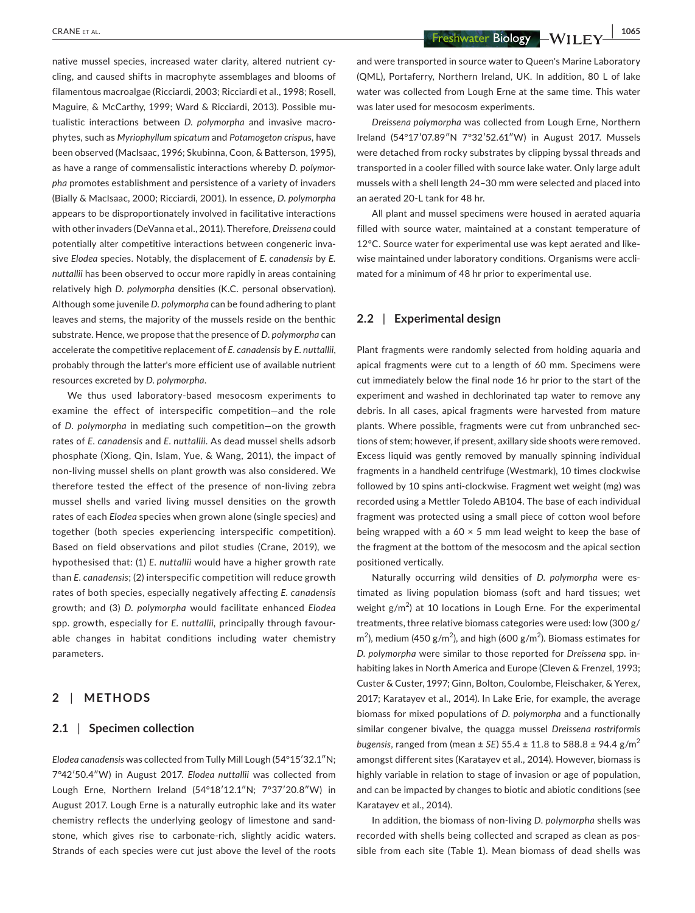native mussel species, increased water clarity, altered nutrient cycling, and caused shifts in macrophyte assemblages and blooms of filamentous macroalgae (Ricciardi, 2003; Ricciardi et al., 1998; Rosell, Maguire, & McCarthy, 1999; Ward & Ricciardi, 2013). Possible mutualistic interactions between *D. polymorpha* and invasive macrophytes, such as *Myriophyllum spicatum* and *Potamogeton crispus*, have been observed (MacIsaac, 1996; Skubinna, Coon, & Batterson, 1995), as have a range of commensalistic interactions whereby *D. polymorpha* promotes establishment and persistence of a variety of invaders (Bially & MacIsaac, 2000; Ricciardi, 2001). In essence, *D. polymorpha* appears to be disproportionately involved in facilitative interactions with other invaders (DeVanna et al., 2011). Therefore, *Dreissena* could potentially alter competitive interactions between congeneric invasive *Elodea* species. Notably, the displacement of *E. canadensis* by *E. nuttallii* has been observed to occur more rapidly in areas containing relatively high *D. polymorpha* densities (K.C. personal observation). Although some juvenile *D. polymorpha* can be found adhering to plant leaves and stems, the majority of the mussels reside on the benthic substrate. Hence, we propose that the presence of *D. polymorpha* can accelerate the competitive replacement of *E. canadensis* by *E. nuttallii*, probably through the latter's more efficient use of available nutrient resources excreted by *D. polymorpha*.

We thus used laboratory-based mesocosm experiments to examine the effect of interspecific competition—and the role of *D. polymorpha* in mediating such competition—on the growth rates of *E. canadensis* and *E. nuttallii*. As dead mussel shells adsorb phosphate (Xiong, Qin, Islam, Yue, & Wang, 2011), the impact of non-living mussel shells on plant growth was also considered. We therefore tested the effect of the presence of non-living zebra mussel shells and varied living mussel densities on the growth rates of each *Elodea* species when grown alone (single species) and together (both species experiencing interspecific competition). Based on field observations and pilot studies (Crane, 2019), we hypothesised that: (1) *E. nuttallii* would have a higher growth rate than *E. canadensis*; (2) interspecific competition will reduce growth rates of both species, especially negatively affecting *E. canadensis* growth; and (3) *D. polymorpha* would facilitate enhanced *Elodea* spp. growth, especially for *E. nuttallii*, principally through favourable changes in habitat conditions including water chemistry parameters.

## 2 | METHODS

### 2.1 | Specimen collection

*Elodea canadensis* was collected from Tully Mill Lough (54°15′32.1″N; 7°42′50.4″W) in August 2017. *Elodea nuttallii* was collected from Lough Erne, Northern Ireland (54°18′12.1″N; 7°37′20.8″W) in August 2017. Lough Erne is a naturally eutrophic lake and its water chemistry reflects the underlying geology of limestone and sandstone, which gives rise to carbonate-rich, slightly acidic waters. Strands of each species were cut just above the level of the roots and were transported in source water to Queen's Marine Laboratory (QML), Portaferry, Northern Ireland, UK. In addition, 80 L of lake water was collected from Lough Erne at the same time. This water was later used for mesocosm experiments.

*Dreissena polymorpha* was collected from Lough Erne, Northern Ireland (54°17′07.89″N 7°32′52.61″W) in August 2017. Mussels were detached from rocky substrates by clipping byssal threads and transported in a cooler filled with source lake water. Only large adult mussels with a shell length 24–30 mm were selected and placed into an aerated 20-L tank for 48 hr.

All plant and mussel specimens were housed in aerated aquaria filled with source water, maintained at a constant temperature of 12°C. Source water for experimental use was kept aerated and likewise maintained under laboratory conditions. Organisms were acclimated for a minimum of 48 hr prior to experimental use.

### 2.2 | Experimental design

Plant fragments were randomly selected from holding aquaria and apical fragments were cut to a length of 60 mm. Specimens were cut immediately below the final node 16 hr prior to the start of the experiment and washed in dechlorinated tap water to remove any debris. In all cases, apical fragments were harvested from mature plants. Where possible, fragments were cut from unbranched sections of stem; however, if present, axillary side shoots were removed. Excess liquid was gently removed by manually spinning individual fragments in a handheld centrifuge (Westmark), 10 times clockwise followed by 10 spins anti-clockwise. Fragment wet weight (mg) was recorded using a Mettler Toledo AB104. The base of each individual fragment was protected using a small piece of cotton wool before being wrapped with a 60 × 5 mm lead weight to keep the base of the fragment at the bottom of the mesocosm and the apical section positioned vertically.

Naturally occurring wild densities of *D. polymorpha* were estimated as living population biomass (soft and hard tissues; wet weight g/m$^2$) at 10 locations in Lough Erne. For the experimental treatments, three relative biomass categories were used: low (300 g/m$^2$), medium (450 g/m$^2$), and high (600 g/m$^2$). Biomass estimates for *D. polymorpha* were similar to those reported for *Dreissena* spp. inhabiting lakes in North America and Europe (Cleven & Frenzel, 1993; Custer & Custer, 1997; Ginn, Bolton, Coulombe, Fleischaker, & Yerex, 2017; Karatayev et al., 2014). In Lake Erie, for example, the average biomass for mixed populations of *D. polymorpha* and a functionally similar congener bivalve, the quagga mussel *Dreissena rostriformis bugensis*, ranged from (mean ± *SE*) 55.4 ± 11.8 to 588.8 ± 94.4 g/m$^2$ amongst different sites (Karatayev et al., 2014). However, biomass is highly variable in relation to stage of invasion or age of population, and can be impacted by changes to biotic and abiotic conditions (see Karatayev et al., 2014).

In addition, the biomass of non-living *D. polymorpha* shells was recorded with shells being collected and scraped as clean as possible from each site (Table 1). Mean biomass of dead shells was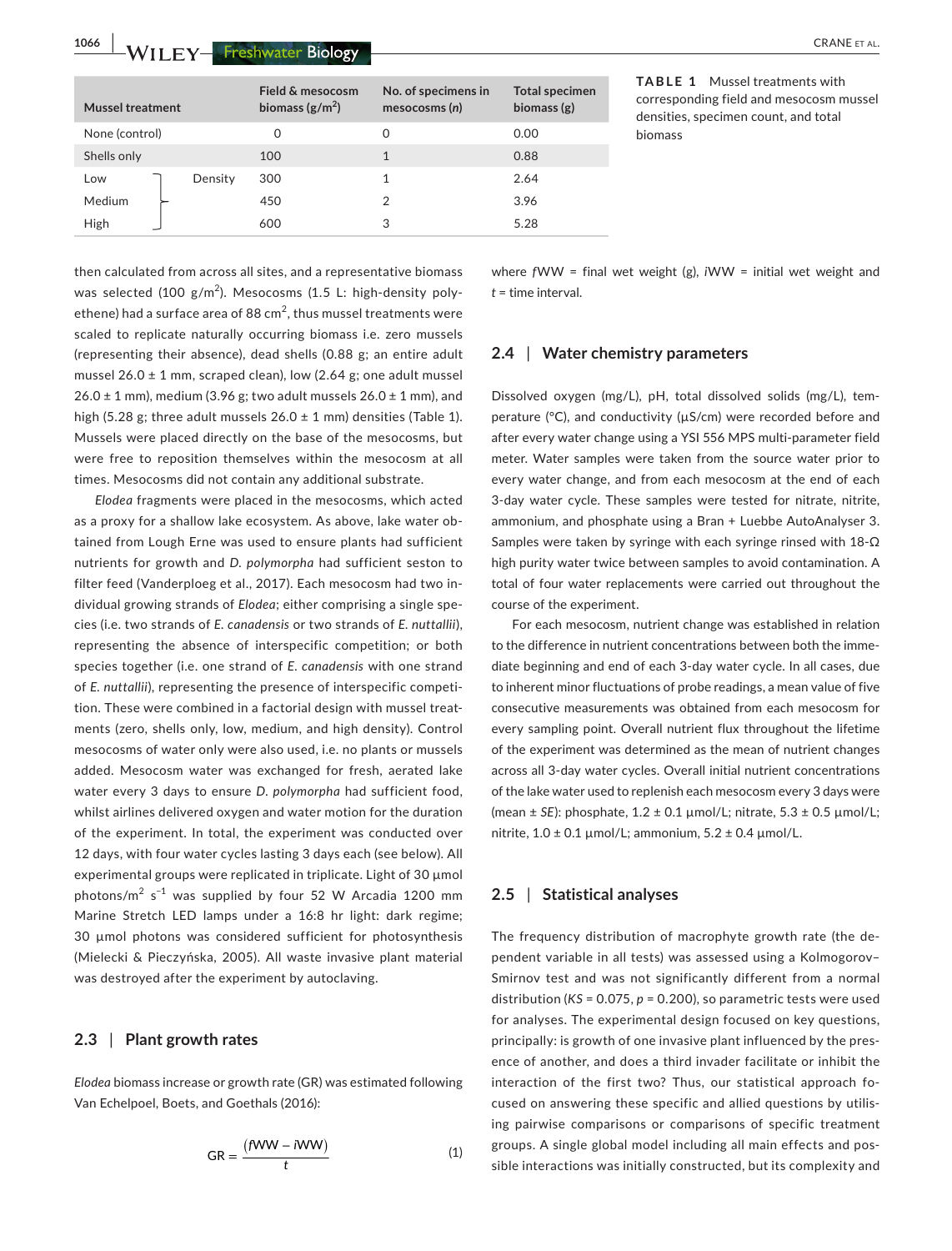**TABLE 1** Mussel treatments with corresponding field and mesocosm mussel densities, specimen count, and total biomass

| Mussel treatment | | Field & mesocosm biomass (g/m$^2$) | No. of specimens in mesocosms (*n*) | Total specimen biomass (g) |
|---|---|---|---|---|
| None (control) | | 0 | 0 | 0.00 |
| Shells only | | 100 | 1 | 0.88 |
| Low | Density | 300 | 1 | 2.64 |
| Medium | Density | 450 | 2 | 3.96 |
| High | Density | 600 | 3 | 5.28 |

then calculated from across all sites, and a representative biomass was selected (100 g/m$^2$). Mesocosms (1.5 L: high-density polyethene) had a surface area of 88 cm$^2$, thus mussel treatments were scaled to replicate naturally occurring biomass i.e. zero mussels (representing their absence), dead shells (0.88 g; an entire adult mussel 26.0 ± 1 mm, scraped clean), low (2.64 g; one adult mussel 26.0 ± 1 mm), medium (3.96 g; two adult mussels 26.0 ± 1 mm), and high (5.28 g; three adult mussels 26.0 ± 1 mm) densities (Table 1). Mussels were placed directly on the base of the mesocosms, but were free to reposition themselves within the mesocosm at all times. Mesocosms did not contain any additional substrate.

*Elodea* fragments were placed in the mesocosms, which acted as a proxy for a shallow lake ecosystem. As above, lake water obtained from Lough Erne was used to ensure plants had sufficient nutrients for growth and *D. polymorpha* had sufficient seston to filter feed (Vanderploeg et al., 2017). Each mesocosm had two individual growing strands of *Elodea*; either comprising a single species (i.e. two strands of *E. canadensis* or two strands of *E. nuttallii*), representing the absence of interspecific competition; or both species together (i.e. one strand of *E. canadensis* with one strand of *E. nuttallii*), representing the presence of interspecific competition. These were combined in a factorial design with mussel treatments (zero, shells only, low, medium, and high density). Control mesocosms of water only were also used, i.e. no plants or mussels added. Mesocosm water was exchanged for fresh, aerated lake water every 3 days to ensure *D. polymorpha* had sufficient food, whilst airlines delivered oxygen and water motion for the duration of the experiment. In total, the experiment was conducted over 12 days, with four water cycles lasting 3 days each (see below). All experimental groups were replicated in triplicate. Light of 30 µmol photons/m$^2$ s$^{-1}$ was supplied by four 52 W Arcadia 1200 mm Marine Stretch LED lamps under a 16:8 hr light: dark regime; 30 µmol photons was considered sufficient for photosynthesis (Mielecki & Pieczyńska, 2005). All waste invasive plant material was destroyed after the experiment by autoclaving.

## 2.3 | Plant growth rates

*Elodea* biomass increase or growth rate (GR) was estimated following Van Echelpoel, Boets, and Goethals (2016):

$$\mathrm{GR} = \frac{(f\mathrm{WW} - i\mathrm{WW})}{t} \tag{1}$$

where $f$WW = final wet weight (g), $i$WW = initial wet weight and $t$ = time interval.

## 2.4 | Water chemistry parameters

Dissolved oxygen (mg/L), pH, total dissolved solids (mg/L), temperature (°C), and conductivity (µS/cm) were recorded before and after every water change using a YSI 556 MPS multi-parameter field meter. Water samples were taken from the source water prior to every water change, and from each mesocosm at the end of each 3-day water cycle. These samples were tested for nitrate, nitrite, ammonium, and phosphate using a Bran + Luebbe AutoAnalyser 3. Samples were taken by syringe with each syringe rinsed with 18-Ω high purity water twice between samples to avoid contamination. A total of four water replacements were carried out throughout the course of the experiment.

For each mesocosm, nutrient change was established in relation to the difference in nutrient concentrations between both the immediate beginning and end of each 3-day water cycle. In all cases, due to inherent minor fluctuations of probe readings, a mean value of five consecutive measurements was obtained from each mesocosm for every sampling point. Overall nutrient flux throughout the lifetime of the experiment was determined as the mean of nutrient changes across all 3-day water cycles. Overall initial nutrient concentrations of the lake water used to replenish each mesocosm every 3 days were (mean ± *SE*): phosphate, 1.2 ± 0.1 µmol/L; nitrate, 5.3 ± 0.5 µmol/L; nitrite, 1.0 ± 0.1 µmol/L; ammonium, 5.2 ± 0.4 µmol/L.

## 2.5 | Statistical analyses

The frequency distribution of macrophyte growth rate (the dependent variable in all tests) was assessed using a Kolmogorov–Smirnov test and was not significantly different from a normal distribution ($KS = 0.075$, $p = 0.200$), so parametric tests were used for analyses. The experimental design focused on key questions, principally: is growth of one invasive plant influenced by the presence of another, and does a third invader facilitate or inhibit the interaction of the first two? Thus, our statistical approach focused on answering these specific and allied questions by utilising pairwise comparisons or comparisons of specific treatment groups. A single global model including all main effects and possible interactions was initially constructed, but its complexity and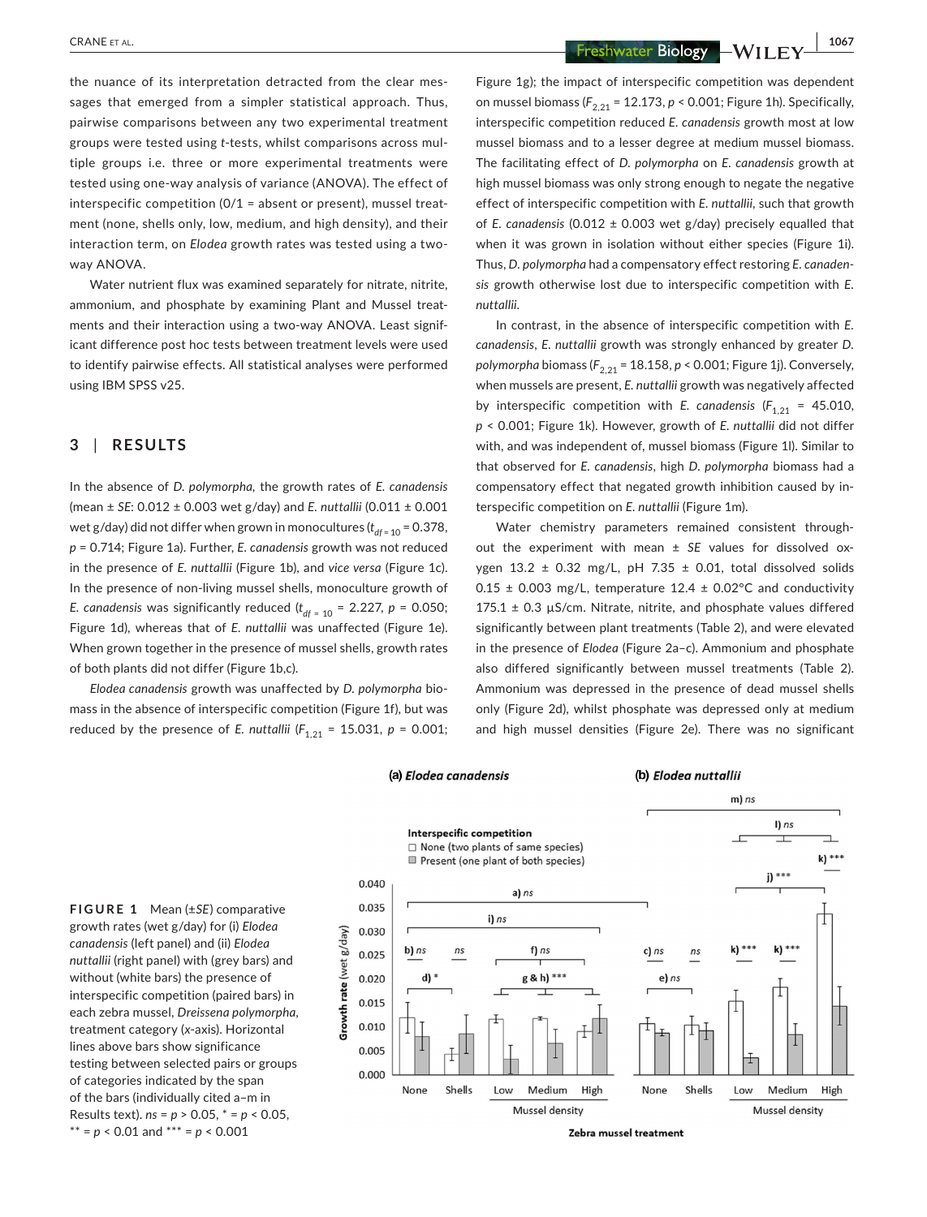the nuance of its interpretation detracted from the clear messages that emerged from a simpler statistical approach. Thus, pairwise comparisons between any two experimental treatment groups were tested using *t*-tests, whilst comparisons across multiple groups i.e. three or more experimental treatments were tested using one-way analysis of variance (ANOVA). The effect of interspecific competition (0/1 = absent or present), mussel treatment (none, shells only, low, medium, and high density), and their interaction term, on *Elodea* growth rates was tested using a two-way ANOVA.

Water nutrient flux was examined separately for nitrate, nitrite, ammonium, and phosphate by examining Plant and Mussel treatments and their interaction using a two-way ANOVA. Least significant difference post hoc tests between treatment levels were used to identify pairwise effects. All statistical analyses were performed using IBM SPSS v25.

## 3 | RESULTS

In the absence of *D. polymorpha*, the growth rates of *E. canadensis* (mean ± *SE*: 0.012 ± 0.003 wet g/day) and *E. nuttallii* (0.011 ± 0.001 wet g/day) did not differ when grown in monocultures ($t_{df=10}$ = 0.378, $p$ = 0.714; Figure 1a). Further, *E. canadensis* growth was not reduced in the presence of *E. nuttallii* (Figure 1b), and *vice versa* (Figure 1c). In the presence of non-living mussel shells, monoculture growth of *E. canadensis* was significantly reduced ($t_{df=10}$ = 2.227, $p$ = 0.050; Figure 1d), whereas that of *E. nuttallii* was unaffected (Figure 1e). When grown together in the presence of mussel shells, growth rates of both plants did not differ (Figure 1b,c).

*Elodea canadensis* growth was unaffected by *D. polymorpha* biomass in the absence of interspecific competition (Figure 1f), but was reduced by the presence of *E. nuttallii* ($F_{1,21}$ = 15.031, $p$ = 0.001; Figure 1g); the impact of interspecific competition was dependent on mussel biomass ($F_{2,21}$ = 12.173, $p$ < 0.001; Figure 1h). Specifically, interspecific competition reduced *E. canadensis* growth most at low mussel biomass and to a lesser degree at medium mussel biomass. The facilitating effect of *D. polymorpha* on *E. canadensis* growth at high mussel biomass was only strong enough to negate the negative effect of interspecific competition with *E. nuttallii*, such that growth of *E. canadensis* (0.012 ± 0.003 wet g/day) precisely equalled that when it was grown in isolation without either species (Figure 1i). Thus, *D. polymorpha* had a compensatory effect restoring *E. canadensis* growth otherwise lost due to interspecific competition with *E. nuttallii*.

In contrast, in the absence of interspecific competition with *E. canadensis*, *E. nuttallii* growth was strongly enhanced by greater *D. polymorpha* biomass ($F_{2,21}$ = 18.158, $p$ < 0.001; Figure 1j). Conversely, when mussels are present, *E. nuttallii* growth was negatively affected by interspecific competition with *E. canadensis* ($F_{1,21}$ = 45.010, $p$ < 0.001; Figure 1k). However, growth of *E. nuttallii* did not differ with, and was independent of, mussel biomass (Figure 1l). Similar to that observed for *E. canadensis*, high *D. polymorpha* biomass had a compensatory effect that negated growth inhibition caused by interspecific competition on *E. nuttallii* (Figure 1m).

Water chemistry parameters remained consistent throughout the experiment with mean ± *SE* values for dissolved oxygen 13.2 ± 0.32 mg/L, pH 7.35 ± 0.01, total dissolved solids 0.15 ± 0.003 mg/L, temperature 12.4 ± 0.02°C and conductivity 175.1 ± 0.3 µS/cm. Nitrate, nitrite, and phosphate values differed significantly between plant treatments (Table 2), and were elevated in the presence of *Elodea* (Figure 2a–c). Ammonium and phosphate also differed significantly between mussel treatments (Table 2). Ammonium was depressed in the presence of dead mussel shells only (Figure 2d), whilst phosphate was depressed only at medium and high mussel densities (Figure 2e). There was no significant

**FIGURE 1** Mean (±*SE*) comparative growth rates (wet g/day) for (i) *Elodea canadensis* (left panel) and (ii) *Elodea nuttallii* (right panel) with (grey bars) and without (white bars) the presence of interspecific competition (paired bars) in each zebra mussel, *Dreissena polymorpha*, treatment category (*x*-axis). Horizontal lines above bars show significance testing between selected pairs or groups of categories indicated by the span of the bars (individually cited a–m in Results text). *ns* = $p$ > 0.05, * = $p$ < 0.05, ** = $p$ < 0.01 and *** = $p$ < 0.001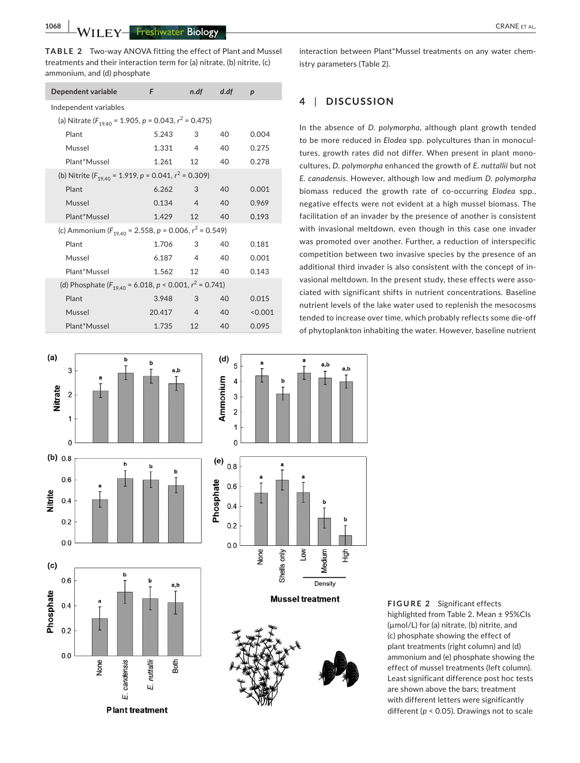**TABLE 2** Two-way ANOVA fitting the effect of Plant and Mussel treatments and their interaction term for (a) nitrate, (b) nitrite, (c) ammonium, and (d) phosphate

| Dependent variable | *F* | *n.df* | *d.df* | *p* |
|---|---|---|---|---|
| Independent variables | | | | |
| (a) Nitrate ($F_{19,40}$ = 1.905, $p$ = 0.043, $r^2$ = 0.475) | | | | |
| Plant | 5.243 | 3 | 40 | 0.004 |
| Mussel | 1.331 | 4 | 40 | 0.275 |
| Plant*Mussel | 1.261 | 12 | 40 | 0.278 |
| (b) Nitrite ($F_{19,40}$ = 1.919, $p$ = 0.041, $r^2$ = 0.309) | | | | |
| Plant | 6.262 | 3 | 40 | 0.001 |
| Mussel | 0.134 | 4 | 40 | 0.969 |
| Plant*Mussel | 1.429 | 12 | 40 | 0.193 |
| (c) Ammonium ($F_{19,40}$ = 2.558, $p$ = 0.006, $r^2$ = 0.549) | | | | |
| Plant | 1.706 | 3 | 40 | 0.181 |
| Mussel | 6.187 | 4 | 40 | 0.001 |
| Plant*Mussel | 1.562 | 12 | 40 | 0.143 |
| (d) Phosphate ($F_{19,40}$ = 6.018, $p$ < 0.001, $r^2$ = 0.741) | | | | |
| Plant | 3.948 | 3 | 40 | 0.015 |
| Mussel | 20.417 | 4 | 40 | <0.001 |
| Plant*Mussel | 1.735 | 12 | 40 | 0.095 |

interaction between Plant*Mussel treatments on any water chemistry parameters (Table 2).

## 4 | DISCUSSION

In the absence of *D. polymorpha*, although plant growth tended to be more reduced in *Elodea* spp. polycultures than in monocultures, growth rates did not differ. When present in plant monocultures, *D. polymorpha* enhanced the growth of *E. nuttallii* but not *E. canadensis*. However, although low and medium *D. polymorpha* biomass reduced the growth rate of co-occurring *Elodea* spp., negative effects were not evident at a high mussel biomass. The facilitation of an invader by the presence of another is consistent with invasional meltdown, even though in this case one invader was promoted over another. Further, a reduction of interspecific competition between two invasive species by the presence of an additional third invader is also consistent with the concept of invasional meltdown. In the present study, these effects were associated with significant shifts in nutrient concentrations. Baseline nutrient levels of the lake water used to replenish the mesocosms tended to increase over time, which probably reflects some die-off of phytoplankton inhabiting the water. However, baseline nutrient

**FIGURE 2** Significant effects highlighted from Table 2. Mean ± 95%CIs (µmol/L) for (a) nitrate, (b) nitrite, and (c) phosphate showing the effect of plant treatments (right column) and (d) ammonium and (e) phosphate showing the effect of mussel treatments (left column). Least significant difference post hoc tests are shown above the bars; treatment with different letters were significantly different ($p$ < 0.05). Drawings not to scale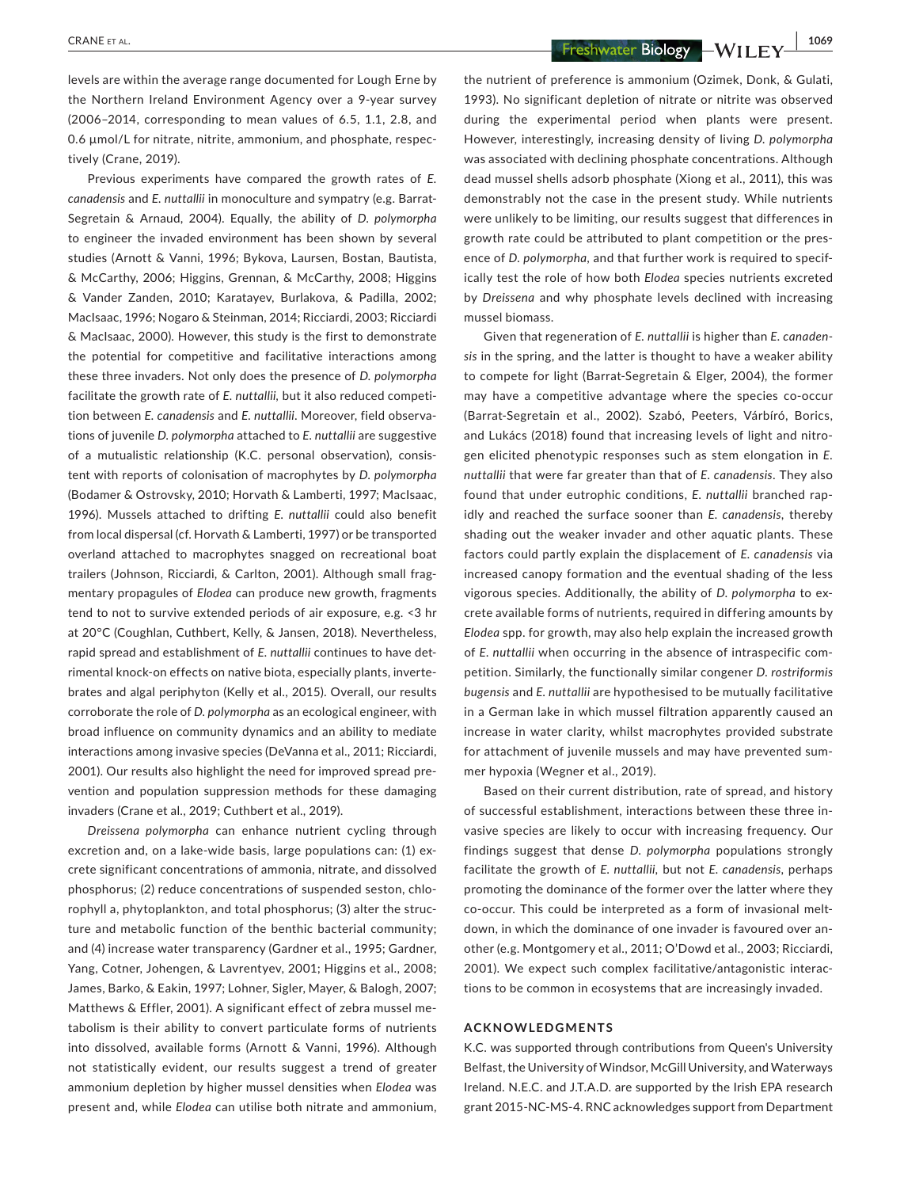levels are within the average range documented for Lough Erne by the Northern Ireland Environment Agency over a 9-year survey (2006–2014, corresponding to mean values of 6.5, 1.1, 2.8, and 0.6 µmol/L for nitrate, nitrite, ammonium, and phosphate, respectively (Crane, 2019).

Previous experiments have compared the growth rates of *E. canadensis* and *E. nuttallii* in monoculture and sympatry (e.g. Barrat-Segretain & Arnaud, 2004). Equally, the ability of *D. polymorpha* to engineer the invaded environment has been shown by several studies (Arnott & Vanni, 1996; Bykova, Laursen, Bostan, Bautista, & McCarthy, 2006; Higgins, Grennan, & McCarthy, 2008; Higgins & Vander Zanden, 2010; Karatayev, Burlakova, & Padilla, 2002; MacIsaac, 1996; Nogaro & Steinman, 2014; Ricciardi, 2003; Ricciardi & MacIsaac, 2000). However, this study is the first to demonstrate the potential for competitive and facilitative interactions among these three invaders. Not only does the presence of *D. polymorpha* facilitate the growth rate of *E. nuttallii*, but it also reduced competition between *E. canadensis* and *E. nuttallii*. Moreover, field observations of juvenile *D. polymorpha* attached to *E. nuttallii* are suggestive of a mutualistic relationship (K.C. personal observation), consistent with reports of colonisation of macrophytes by *D. polymorpha* (Bodamer & Ostrovsky, 2010; Horvath & Lamberti, 1997; MacIsaac, 1996). Mussels attached to drifting *E. nuttallii* could also benefit from local dispersal (cf. Horvath & Lamberti, 1997) or be transported overland attached to macrophytes snagged on recreational boat trailers (Johnson, Ricciardi, & Carlton, 2001). Although small fragmentary propagules of *Elodea* can produce new growth, fragments tend to not to survive extended periods of air exposure, e.g. <3 hr at 20°C (Coughlan, Cuthbert, Kelly, & Jansen, 2018). Nevertheless, rapid spread and establishment of *E. nuttallii* continues to have detrimental knock-on effects on native biota, especially plants, invertebrates and algal periphyton (Kelly et al., 2015). Overall, our results corroborate the role of *D. polymorpha* as an ecological engineer, with broad influence on community dynamics and an ability to mediate interactions among invasive species (DeVanna et al., 2011; Ricciardi, 2001). Our results also highlight the need for improved spread prevention and population suppression methods for these damaging invaders (Crane et al., 2019; Cuthbert et al., 2019).

*Dreissena polymorpha* can enhance nutrient cycling through excretion and, on a lake-wide basis, large populations can: (1) excrete significant concentrations of ammonia, nitrate, and dissolved phosphorus; (2) reduce concentrations of suspended seston, chlorophyll a, phytoplankton, and total phosphorus; (3) alter the structure and metabolic function of the benthic bacterial community; and (4) increase water transparency (Gardner et al., 1995; Gardner, Yang, Cotner, Johengen, & Lavrentyev, 2001; Higgins et al., 2008; James, Barko, & Eakin, 1997; Lohner, Sigler, Mayer, & Balogh, 2007; Matthews & Effler, 2001). A significant effect of zebra mussel metabolism is their ability to convert particulate forms of nutrients into dissolved, available forms (Arnott & Vanni, 1996). Although not statistically evident, our results suggest a trend of greater ammonium depletion by higher mussel densities when *Elodea* was present and, while *Elodea* can utilise both nitrate and ammonium, the nutrient of preference is ammonium (Ozimek, Donk, & Gulati, 1993). No significant depletion of nitrate or nitrite was observed during the experimental period when plants were present. However, interestingly, increasing density of living *D. polymorpha* was associated with declining phosphate concentrations. Although dead mussel shells adsorb phosphate (Xiong et al., 2011), this was demonstrably not the case in the present study. While nutrients were unlikely to be limiting, our results suggest that differences in growth rate could be attributed to plant competition or the presence of *D. polymorpha*, and that further work is required to specifically test the role of how both *Elodea* species nutrients excreted by *Dreissena* and why phosphate levels declined with increasing mussel biomass.

Given that regeneration of *E. nuttallii* is higher than *E. canadensis* in the spring, and the latter is thought to have a weaker ability to compete for light (Barrat-Segretain & Elger, 2004), the former may have a competitive advantage where the species co-occur (Barrat-Segretain et al., 2002). Szabó, Peeters, Várbíró, Borics, and Lukács (2018) found that increasing levels of light and nitrogen elicited phenotypic responses such as stem elongation in *E. nuttallii* that were far greater than that of *E. canadensis*. They also found that under eutrophic conditions, *E. nuttallii* branched rapidly and reached the surface sooner than *E. canadensis*, thereby shading out the weaker invader and other aquatic plants. These factors could partly explain the displacement of *E. canadensis* via increased canopy formation and the eventual shading of the less vigorous species. Additionally, the ability of *D. polymorpha* to excrete available forms of nutrients, required in differing amounts by *Elodea* spp. for growth, may also help explain the increased growth of *E. nuttallii* when occurring in the absence of intraspecific competition. Similarly, the functionally similar congener *D. rostriformis bugensis* and *E. nuttallii* are hypothesised to be mutually facilitative in a German lake in which mussel filtration apparently caused an increase in water clarity, whilst macrophytes provided substrate for attachment of juvenile mussels and may have prevented summer hypoxia (Wegner et al., 2019).

Based on their current distribution, rate of spread, and history of successful establishment, interactions between these three invasive species are likely to occur with increasing frequency. Our findings suggest that dense *D. polymorpha* populations strongly facilitate the growth of *E. nuttallii*, but not *E. canadensis*, perhaps promoting the dominance of the former over the latter where they co-occur. This could be interpreted as a form of invasional meltdown, in which the dominance of one invader is favoured over another (e.g. Montgomery et al., 2011; O'Dowd et al., 2003; Ricciardi, 2001). We expect such complex facilitative/antagonistic interactions to be common in ecosystems that are increasingly invaded.

## ACKNOWLEDGMENTS

K.C. was supported through contributions from Queen's University Belfast, the University of Windsor, McGill University, and Waterways Ireland. N.E.C. and J.T.A.D. are supported by the Irish EPA research grant 2015-NC-MS-4. RNC acknowledges support from Department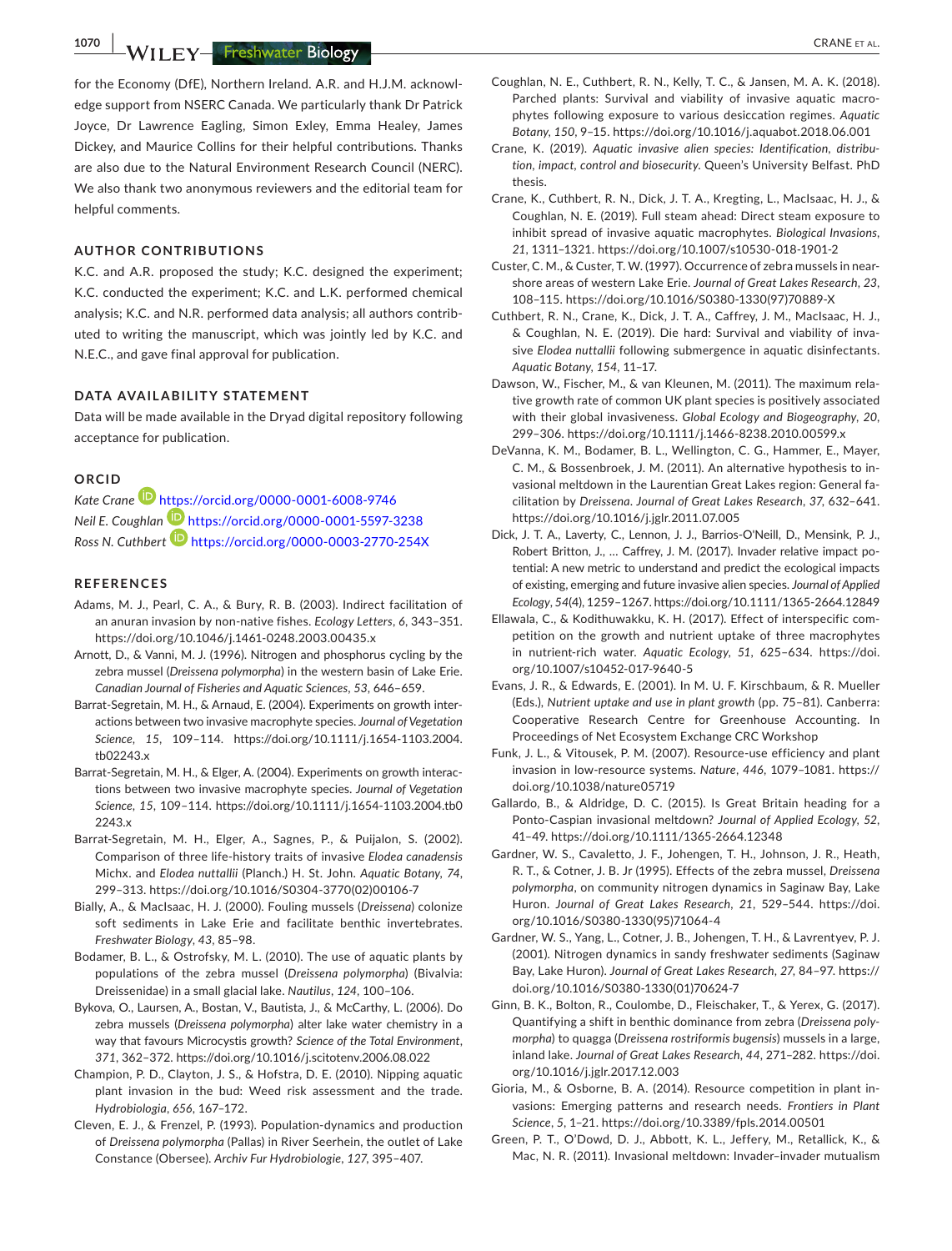for the Economy (DfE), Northern Ireland. A.R. and H.J.M. acknowledge support from NSERC Canada. We particularly thank Dr Patrick Joyce, Dr Lawrence Eagling, Simon Exley, Emma Healey, James Dickey, and Maurice Collins for their helpful contributions. Thanks are also due to the Natural Environment Research Council (NERC). We also thank two anonymous reviewers and the editorial team for helpful comments.

## AUTHOR CONTRIBUTIONS

K.C. and A.R. proposed the study; K.C. designed the experiment; K.C. conducted the experiment; K.C. and L.K. performed chemical analysis; K.C. and N.R. performed data analysis; all authors contributed to writing the manuscript, which was jointly led by K.C. and N.E.C., and gave final approval for publication.

## DATA AVAILABILITY STATEMENT

Data will be made available in the Dryad digital repository following acceptance for publication.

## ORCID

*Kate Crane* https://orcid.org/0000-0001-6008-9746
*Neil E. Coughlan* https://orcid.org/0000-0001-5597-3238
*Ross N. Cuthbert* https://orcid.org/0000-0003-2770-254X

## REFERENCES

Adams, M. J., Pearl, C. A., & Bury, R. B. (2003). Indirect facilitation of an anuran invasion by non-native fishes. *Ecology Letters*, *6*, 343–351. https://doi.org/10.1046/j.1461-0248.2003.00435.x

Arnott, D., & Vanni, M. J. (1996). Nitrogen and phosphorus cycling by the zebra mussel (*Dreissena polymorpha*) in the western basin of Lake Erie. *Canadian Journal of Fisheries and Aquatic Sciences*, *53*, 646–659.

Barrat-Segretain, M. H., & Arnaud, E. (2004). Experiments on growth interactions between two invasive macrophyte species. *Journal of Vegetation Science*, *15*, 109–114. https://doi.org/10.1111/j.1654-1103.2004.tb02243.x

Barrat-Segretain, M. H., & Elger, A. (2004). Experiments on growth interactions between two invasive macrophyte species. *Journal of Vegetation Science*, *15*, 109–114. https://doi.org/10.1111/j.1654-1103.2004.tb02243.x

Barrat-Segretain, M. H., Elger, A., Sagnes, P., & Puijalon, S. (2002). Comparison of three life-history traits of invasive *Elodea canadensis* Michx. and *Elodea nuttallii* (Planch.) H. St. John. *Aquatic Botany*, *74*, 299–313. https://doi.org/10.1016/S0304-3770(02)00106-7

Bially, A., & MacIsaac, H. J. (2000). Fouling mussels (*Dreissena*) colonize soft sediments in Lake Erie and facilitate benthic invertebrates. *Freshwater Biology*, *43*, 85–98.

Bodamer, B. L., & Ostrofsky, M. L. (2010). The use of aquatic plants by populations of the zebra mussel (*Dreissena polymorpha*) (Bivalvia: Dreissenidae) in a small glacial lake. *Nautilus*, *124*, 100–106.

Bykova, O., Laursen, A., Bostan, V., Bautista, J., & McCarthy, L. (2006). Do zebra mussels (*Dreissena polymorpha*) alter lake water chemistry in a way that favours Microcystis growth? *Science of the Total Environment*, *371*, 362–372. https://doi.org/10.1016/j.scitotenv.2006.08.022

Champion, P. D., Clayton, J. S., & Hofstra, D. E. (2010). Nipping aquatic plant invasion in the bud: Weed risk assessment and the trade. *Hydrobiologia*, *656*, 167–172.

Cleven, E. J., & Frenzel, P. (1993). Population-dynamics and production of *Dreissena polymorpha* (Pallas) in River Seerhein, the outlet of Lake Constance (Obersee). *Archiv Fur Hydrobiologie*, *127*, 395–407.

Coughlan, N. E., Cuthbert, R. N., Kelly, T. C., & Jansen, M. A. K. (2018). Parched plants: Survival and viability of invasive aquatic macrophytes following exposure to various desiccation regimes. *Aquatic Botany*, *150*, 9–15. https://doi.org/10.1016/j.aquabot.2018.06.001

Crane, K. (2019). *Aquatic invasive alien species: Identification, distribution, impact, control and biosecurity*. Queen's University Belfast. PhD thesis.

Crane, K., Cuthbert, R. N., Dick, J. T. A., Kregting, L., MacIsaac, H. J., & Coughlan, N. E. (2019). Full steam ahead: Direct steam exposure to inhibit spread of invasive aquatic macrophytes. *Biological Invasions*, *21*, 1311–1321. https://doi.org/10.1007/s10530-018-1901-2

Custer, C. M., & Custer, T. W. (1997). Occurrence of zebra mussels in near-shore areas of western Lake Erie. *Journal of Great Lakes Research*, *23*, 108–115. https://doi.org/10.1016/S0380-1330(97)70889-X

Cuthbert, R. N., Crane, K., Dick, J. T. A., Caffrey, J. M., MacIsaac, H. J., & Coughlan, N. E. (2019). Die hard: Survival and viability of invasive *Elodea nuttallii* following submergence in aquatic disinfectants. *Aquatic Botany*, *154*, 11–17.

Dawson, W., Fischer, M., & van Kleunen, M. (2011). The maximum relative growth rate of common UK plant species is positively associated with their global invasiveness. *Global Ecology and Biogeography*, *20*, 299–306. https://doi.org/10.1111/j.1466-8238.2010.00599.x

DeVanna, K. M., Bodamer, B. L., Wellington, C. G., Hammer, E., Mayer, C. M., & Bossenbroek, J. M. (2011). An alternative hypothesis to invasional meltdown in the Laurentian Great Lakes region: General facilitation by *Dreissena*. *Journal of Great Lakes Research*, *37*, 632–641. https://doi.org/10.1016/j.jglr.2011.07.005

Dick, J. T. A., Laverty, C., Lennon, J. J., Barrios-O'Neill, D., Mensink, P. J., Robert Britton, J., … Caffrey, J. M. (2017). Invader relative impact potential: A new metric to understand and predict the ecological impacts of existing, emerging and future invasive alien species. *Journal of Applied Ecology*, *54*(4), 1259–1267. https://doi.org/10.1111/1365-2664.12849

Ellawala, C., & Kodithuwakku, K. H. (2017). Effect of interspecific competition on the growth and nutrient uptake of three macrophytes in nutrient-rich water. *Aquatic Ecology*, *51*, 625–634. https://doi.org/10.1007/s10452-017-9640-5

Evans, J. R., & Edwards, E. (2001). In M. U. F. Kirschbaum, & R. Mueller (Eds.), *Nutrient uptake and use in plant growth* (pp. 75–81). Canberra: Cooperative Research Centre for Greenhouse Accounting. In Proceedings of Net Ecosystem Exchange CRC Workshop

Funk, J. L., & Vitousek, P. M. (2007). Resource-use efficiency and plant invasion in low-resource systems. *Nature*, *446*, 1079–1081. https://doi.org/10.1038/nature05719

Gallardo, B., & Aldridge, D. C. (2015). Is Great Britain heading for a Ponto-Caspian invasional meltdown? *Journal of Applied Ecology*, *52*, 41–49. https://doi.org/10.1111/1365-2664.12348

Gardner, W. S., Cavaletto, J. F., Johengen, T. H., Johnson, J. R., Heath, R. T., & Cotner, J. B. Jr (1995). Effects of the zebra mussel, *Dreissena polymorpha*, on community nitrogen dynamics in Saginaw Bay, Lake Huron. *Journal of Great Lakes Research*, *21*, 529–544. https://doi.org/10.1016/S0380-1330(95)71064-4

Gardner, W. S., Yang, L., Cotner, J. B., Johengen, T. H., & Lavrentyev, P. J. (2001). Nitrogen dynamics in sandy freshwater sediments (Saginaw Bay, Lake Huron). *Journal of Great Lakes Research*, *27*, 84–97. https://doi.org/10.1016/S0380-1330(01)70624-7

Ginn, B. K., Bolton, R., Coulombe, D., Fleischaker, T., & Yerex, G. (2017). Quantifying a shift in benthic dominance from zebra (*Dreissena polymorpha*) to quagga (*Dreissena rostriformis bugensis*) mussels in a large, inland lake. *Journal of Great Lakes Research*, *44*, 271–282. https://doi.org/10.1016/j.jglr.2017.12.003

Gioria, M., & Osborne, B. A. (2014). Resource competition in plant invasions: Emerging patterns and research needs. *Frontiers in Plant Science*, *5*, 1–21. https://doi.org/10.3389/fpls.2014.00501

Green, P. T., O'Dowd, D. J., Abbott, K. L., Jeffery, M., Retallick, K., & Mac, N. R. (2011). Invasional meltdown: Invader–invader mutualism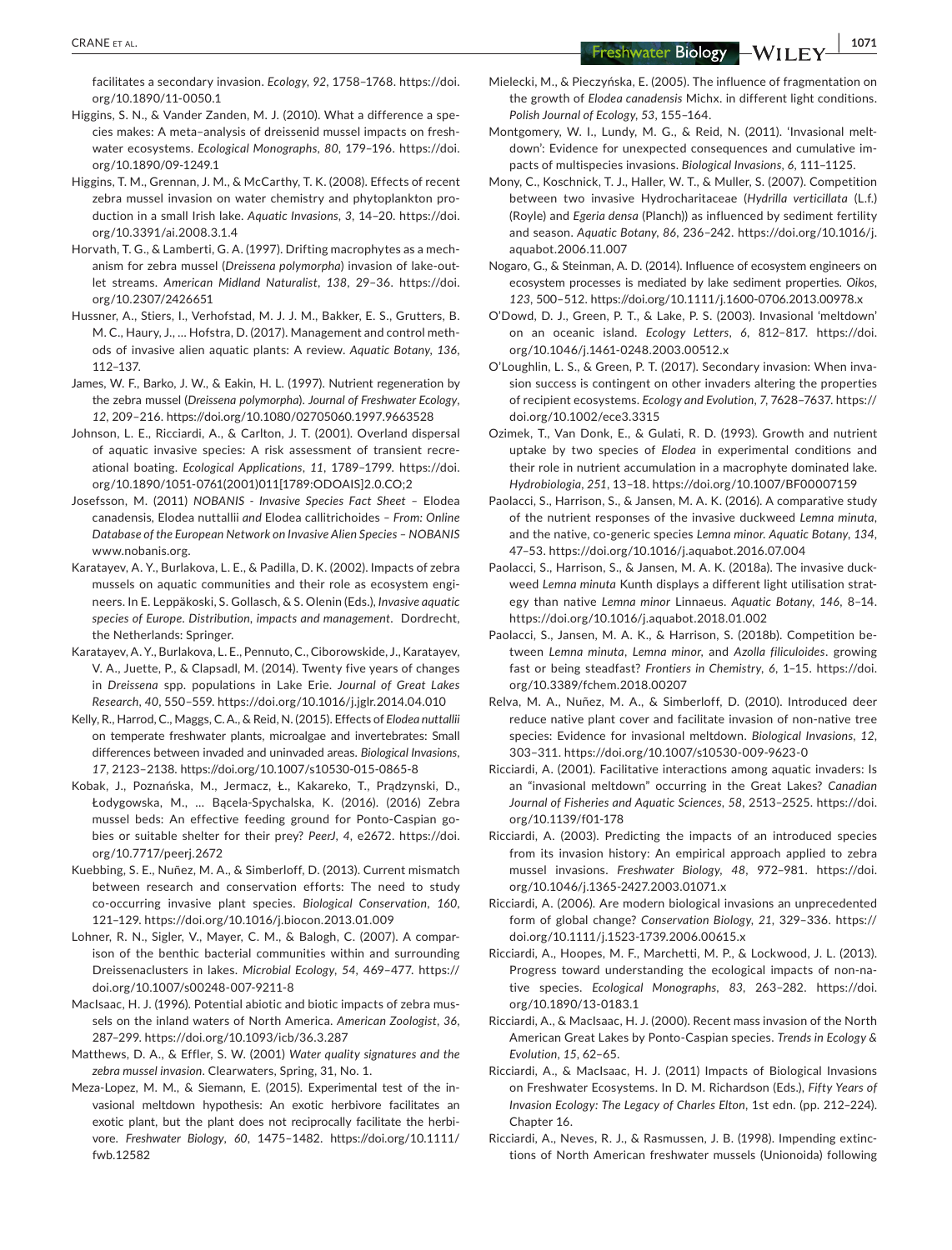facilitates a secondary invasion. *Ecology*, *92*, 1758–1768. https://doi.org/10.1890/11-0050.1

Higgins, S. N., & Vander Zanden, M. J. (2010). What a difference a species makes: A meta–analysis of dreissenid mussel impacts on freshwater ecosystems. *Ecological Monographs*, *80*, 179–196. https://doi.org/10.1890/09-1249.1

Higgins, T. M., Grennan, J. M., & McCarthy, T. K. (2008). Effects of recent zebra mussel invasion on water chemistry and phytoplankton production in a small Irish lake. *Aquatic Invasions*, *3*, 14–20. https://doi.org/10.3391/ai.2008.3.1.4

Horvath, T. G., & Lamberti, G. A. (1997). Drifting macrophytes as a mechanism for zebra mussel (*Dreissena polymorpha*) invasion of lake-outlet streams. *American Midland Naturalist*, *138*, 29–36. https://doi.org/10.2307/2426651

Hussner, A., Stiers, I., Verhofstad, M. J. J. M., Bakker, E. S., Grutters, B. M. C., Haury, J., … Hofstra, D. (2017). Management and control methods of invasive alien aquatic plants: A review. *Aquatic Botany*, *136*, 112–137.

James, W. F., Barko, J. W., & Eakin, H. L. (1997). Nutrient regeneration by the zebra mussel (*Dreissena polymorpha*). *Journal of Freshwater Ecology*, *12*, 209–216. https://doi.org/10.1080/02705060.1997.9663528

Johnson, L. E., Ricciardi, A., & Carlton, J. T. (2001). Overland dispersal of aquatic invasive species: A risk assessment of transient recreational boating. *Ecological Applications*, *11*, 1789–1799. https://doi.org/10.1890/1051-0761(2001)011[1789:ODOAIS]2.0.CO;2

Josefsson, M. (2011) *NOBANIS - Invasive Species Fact Sheet – Elodea canadensis, Elodea nuttallii and Elodea callitrichoides – From: Online Database of the European Network on Invasive Alien Species – NOBANIS* www.nobanis.org.

Karatayev, A. Y., Burlakova, L. E., & Padilla, D. K. (2002). Impacts of zebra mussels on aquatic communities and their role as ecosystem engineers. In E. Leppäkoski, S. Gollasch, & S. Olenin (Eds.), *Invasive aquatic species of Europe. Distribution, impacts and management*. Dordrecht, the Netherlands: Springer.

Karatayev, A. Y., Burlakova, L. E., Pennuto, C., Ciborowskide, J., Karatayev, V. A., Juette, P., & Clapsadl, M. (2014). Twenty five years of changes in *Dreissena* spp. populations in Lake Erie. *Journal of Great Lakes Research*, *40*, 550–559. https://doi.org/10.1016/j.jglr.2014.04.010

Kelly, R., Harrod, C., Maggs, C. A., & Reid, N. (2015). Effects of *Elodea nuttallii* on temperate freshwater plants, microalgae and invertebrates: Small differences between invaded and uninvaded areas. *Biological Invasions*, *17*, 2123–2138. https://doi.org/10.1007/s10530-015-0865-8

Kobak, J., Poznańska, M., Jermacz, Ł., Kakareko, T., Prądzynski, D., Łodygowska, M., … Bącela-Spychalska, K. (2016). (2016) Zebra mussel beds: An effective feeding ground for Ponto-Caspian gobies or suitable shelter for their prey? *PeerJ*, *4*, e2672. https://doi.org/10.7717/peerj.2672

Kuebbing, S. E., Nuñez, M. A., & Simberloff, D. (2013). Current mismatch between research and conservation efforts: The need to study co-occurring invasive plant species. *Biological Conservation*, *160*, 121–129. https://doi.org/10.1016/j.biocon.2013.01.009

Lohner, R. N., Sigler, V., Mayer, C. M., & Balogh, C. (2007). A comparison of the benthic bacterial communities within and surrounding Dreissenaclusters in lakes. *Microbial Ecology*, *54*, 469–477. https://doi.org/10.1007/s00248-007-9211-8

MacIsaac, H. J. (1996). Potential abiotic and biotic impacts of zebra mussels on the inland waters of North America. *American Zoologist*, *36*, 287–299. https://doi.org/10.1093/icb/36.3.287

Matthews, D. A., & Effler, S. W. (2001) *Water quality signatures and the zebra mussel invasion*. Clearwaters, Spring, 31, No. 1.

Meza-Lopez, M. M., & Siemann, E. (2015). Experimental test of the invasional meltdown hypothesis: An exotic herbivore facilitates an exotic plant, but the plant does not reciprocally facilitate the herbivore. *Freshwater Biology*, *60*, 1475–1482. https://doi.org/10.1111/fwb.12582

Mielecki, M., & Pieczyńska, E. (2005). The influence of fragmentation on the growth of *Elodea canadensis* Michx. in different light conditions. *Polish Journal of Ecology*, *53*, 155–164.

Montgomery, W. I., Lundy, M. G., & Reid, N. (2011). 'Invasional meltdown': Evidence for unexpected consequences and cumulative impacts of multispecies invasions. *Biological Invasions*, *6*, 111–1125.

Mony, C., Koschnick, T. J., Haller, W. T., & Muller, S. (2007). Competition between two invasive Hydrocharitaceae (*Hydrilla verticillata* (L.f.) (Royle) and *Egeria densa* (Planch)) as influenced by sediment fertility and season. *Aquatic Botany*, *86*, 236–242. https://doi.org/10.1016/j.aquabot.2006.11.007

Nogaro, G., & Steinman, A. D. (2014). Influence of ecosystem engineers on ecosystem processes is mediated by lake sediment properties. *Oikos*, *123*, 500–512. https://doi.org/10.1111/j.1600-0706.2013.00978.x

O'Dowd, D. J., Green, P. T., & Lake, P. S. (2003). Invasional 'meltdown' on an oceanic island. *Ecology Letters*, *6*, 812–817. https://doi.org/10.1046/j.1461-0248.2003.00512.x

O'Loughlin, L. S., & Green, P. T. (2017). Secondary invasion: When invasion success is contingent on other invaders altering the properties of recipient ecosystems. *Ecology and Evolution*, *7*, 7628–7637. https://doi.org/10.1002/ece3.3315

Ozimek, T., Van Donk, E., & Gulati, R. D. (1993). Growth and nutrient uptake by two species of *Elodea* in experimental conditions and their role in nutrient accumulation in a macrophyte dominated lake. *Hydrobiologia*, *251*, 13–18. https://doi.org/10.1007/BF00007159

Paolacci, S., Harrison, S., & Jansen, M. A. K. (2016). A comparative study of the nutrient responses of the invasive duckweed *Lemna minuta*, and the native, co-generic species *Lemna minor*. *Aquatic Botany*, *134*, 47–53. https://doi.org/10.1016/j.aquabot.2016.07.004

Paolacci, S., Harrison, S., & Jansen, M. A. K. (2018a). The invasive duckweed *Lemna minuta* Kunth displays a different light utilisation strategy than native *Lemna minor* Linnaeus. *Aquatic Botany*, *146*, 8–14. https://doi.org/10.1016/j.aquabot.2018.01.002

Paolacci, S., Jansen, M. A. K., & Harrison, S. (2018b). Competition between *Lemna minuta*, *Lemna minor*, and *Azolla filiculoides*. growing fast or being steadfast? *Frontiers in Chemistry*, *6*, 1–15. https://doi.org/10.3389/fchem.2018.00207

Relva, M. A., Nuñez, M. A., & Simberloff, D. (2010). Introduced deer reduce native plant cover and facilitate invasion of non-native tree species: Evidence for invasional meltdown. *Biological Invasions*, *12*, 303–311. https://doi.org/10.1007/s10530-009-9623-0

Ricciardi, A. (2001). Facilitative interactions among aquatic invaders: Is an "invasional meltdown" occurring in the Great Lakes? *Canadian Journal of Fisheries and Aquatic Sciences*, *58*, 2513–2525. https://doi.org/10.1139/f01-178

Ricciardi, A. (2003). Predicting the impacts of an introduced species from its invasion history: An empirical approach applied to zebra mussel invasions. *Freshwater Biology*, *48*, 972–981. https://doi.org/10.1046/j.1365-2427.2003.01071.x

Ricciardi, A. (2006). Are modern biological invasions an unprecedented form of global change? *Conservation Biology*, *21*, 329–336. https://doi.org/10.1111/j.1523-1739.2006.00615.x

Ricciardi, A., Hoopes, M. F., Marchetti, M. P., & Lockwood, J. L. (2013). Progress toward understanding the ecological impacts of non-native species. *Ecological Monographs*, *83*, 263–282. https://doi.org/10.1890/13-0183.1

Ricciardi, A., & MacIsaac, H. J. (2000). Recent mass invasion of the North American Great Lakes by Ponto-Caspian species. *Trends in Ecology & Evolution*, *15*, 62–65.

Ricciardi, A., & MacIsaac, H. J. (2011) Impacts of Biological Invasions on Freshwater Ecosystems. In D. M. Richardson (Eds.), *Fifty Years of Invasion Ecology: The Legacy of Charles Elton*, 1st edn. (pp. 212–224). Chapter 16.

Ricciardi, A., Neves, R. J., & Rasmussen, J. B. (1998). Impending extinctions of North American freshwater mussels (Unionoida) following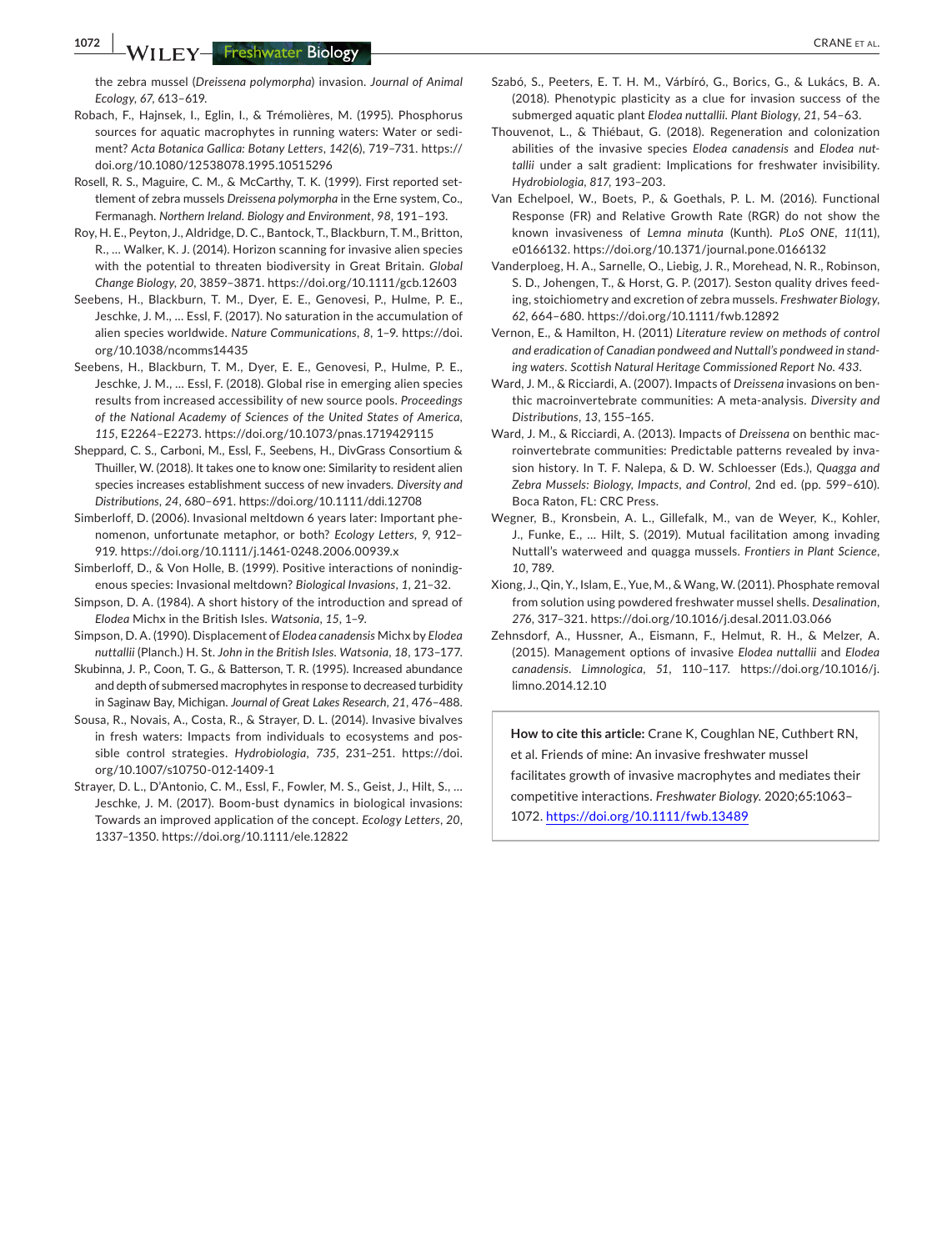the zebra mussel (*Dreissena polymorpha*) invasion. *Journal of Animal Ecology*, *67*, 613–619.

Robach, F., Hajnsek, I., Eglin, I., & Trémolières, M. (1995). Phosphorus sources for aquatic macrophytes in running waters: Water or sediment? *Acta Botanica Gallica: Botany Letters*, *142*(6), 719–731. https://doi.org/10.1080/12538078.1995.10515296

Rosell, R. S., Maguire, C. M., & McCarthy, T. K. (1999). First reported settlement of zebra mussels *Dreissena polymorpha* in the Erne system, Co., Fermanagh. *Northern Ireland. Biology and Environment*, *98*, 191–193.

Roy, H. E., Peyton, J., Aldridge, D. C., Bantock, T., Blackburn, T. M., Britton, R., … Walker, K. J. (2014). Horizon scanning for invasive alien species with the potential to threaten biodiversity in Great Britain. *Global Change Biology*, *20*, 3859–3871. https://doi.org/10.1111/gcb.12603

Seebens, H., Blackburn, T. M., Dyer, E. E., Genovesi, P., Hulme, P. E., Jeschke, J. M., … Essl, F. (2017). No saturation in the accumulation of alien species worldwide. *Nature Communications*, *8*, 1–9. https://doi.org/10.1038/ncomms14435

Seebens, H., Blackburn, T. M., Dyer, E. E., Genovesi, P., Hulme, P. E., Jeschke, J. M., … Essl, F. (2018). Global rise in emerging alien species results from increased accessibility of new source pools. *Proceedings of the National Academy of Sciences of the United States of America*, *115*, E2264–E2273. https://doi.org/10.1073/pnas.1719429115

Sheppard, C. S., Carboni, M., Essl, F., Seebens, H., DivGrass Consortium & Thuiller, W. (2018). It takes one to know one: Similarity to resident alien species increases establishment success of new invaders. *Diversity and Distributions*, *24*, 680–691. https://doi.org/10.1111/ddi.12708

Simberloff, D. (2006). Invasional meltdown 6 years later: Important phenomenon, unfortunate metaphor, or both? *Ecology Letters*, *9*, 912–919. https://doi.org/10.1111/j.1461-0248.2006.00939.x

Simberloff, D., & Von Holle, B. (1999). Positive interactions of nonindigenous species: Invasional meltdown? *Biological Invasions*, *1*, 21–32.

Simpson, D. A. (1984). A short history of the introduction and spread of *Elodea* Michx in the British Isles. *Watsonia*, *15*, 1–9.

Simpson, D. A. (1990). Displacement of *Elodea canadensis* Michx by *Elodea nuttallii* (Planch.) H. St. *John in the British Isles*. *Watsonia*, *18*, 173–177.

Skubinna, J. P., Coon, T. G., & Batterson, T. R. (1995). Increased abundance and depth of submersed macrophytes in response to decreased turbidity in Saginaw Bay, Michigan. *Journal of Great Lakes Research*, *21*, 476–488.

Sousa, R., Novais, A., Costa, R., & Strayer, D. L. (2014). Invasive bivalves in fresh waters: Impacts from individuals to ecosystems and possible control strategies. *Hydrobiologia*, *735*, 231–251. https://doi.org/10.1007/s10750-012-1409-1

Strayer, D. L., D'Antonio, C. M., Essl, F., Fowler, M. S., Geist, J., Hilt, S., … Jeschke, J. M. (2017). Boom-bust dynamics in biological invasions: Towards an improved application of the concept. *Ecology Letters*, *20*, 1337–1350. https://doi.org/10.1111/ele.12822

Szabó, S., Peeters, E. T. H. M., Várbíró, G., Borics, G., & Lukács, B. A. (2018). Phenotypic plasticity as a clue for invasion success of the submerged aquatic plant *Elodea nuttallii*. *Plant Biology*, *21*, 54–63.

Thouvenot, L., & Thiébaut, G. (2018). Regeneration and colonization abilities of the invasive species *Elodea canadensis* and *Elodea nuttallii* under a salt gradient: Implications for freshwater invisibility. *Hydrobiologia*, *817*, 193–203.

Van Echelpoel, W., Boets, P., & Goethals, P. L. M. (2016). Functional Response (FR) and Relative Growth Rate (RGR) do not show the known invasiveness of *Lemna minuta* (Kunth). *PLoS ONE*, *11*(11), e0166132. https://doi.org/10.1371/journal.pone.0166132

Vanderploeg, H. A., Sarnelle, O., Liebig, J. R., Morehead, N. R., Robinson, S. D., Johengen, T., & Horst, G. P. (2017). Seston quality drives feeding, stoichiometry and excretion of zebra mussels. *Freshwater Biology*, *62*, 664–680. https://doi.org/10.1111/fwb.12892

Vernon, E., & Hamilton, H. (2011) *Literature review on methods of control and eradication of Canadian pondweed and Nuttall's pondweed in standing waters*. *Scottish Natural Heritage Commissioned Report No. 433*.

Ward, J. M., & Ricciardi, A. (2007). Impacts of *Dreissena* invasions on benthic macroinvertebrate communities: A meta-analysis. *Diversity and Distributions*, *13*, 155–165.

Ward, J. M., & Ricciardi, A. (2013). Impacts of *Dreissena* on benthic macroinvertebrate communities: Predictable patterns revealed by invasion history. In T. F. Nalepa, & D. W. Schloesser (Eds.), *Quagga and Zebra Mussels: Biology, Impacts, and Control*, 2nd ed. (pp. 599–610). Boca Raton, FL: CRC Press.

Wegner, B., Kronsbein, A. L., Gillefalk, M., van de Weyer, K., Kohler, J., Funke, E., … Hilt, S. (2019). Mutual facilitation among invading Nuttall's waterweed and quagga mussels. *Frontiers in Plant Science*, *10*, 789.

Xiong, J., Qin, Y., Islam, E., Yue, M., & Wang, W. (2011). Phosphate removal from solution using powdered freshwater mussel shells. *Desalination*, *276*, 317–321. https://doi.org/10.1016/j.desal.2011.03.066

Zehnsdorf, A., Hussner, A., Eismann, F., Helmut, R. H., & Melzer, A. (2015). Management options of invasive *Elodea nuttallii* and *Elodea canadensis*. *Limnologica*, *51*, 110–117. https://doi.org/10.1016/j.limno.2014.12.10

**How to cite this article:** Crane K, Coughlan NE, Cuthbert RN, et al. Friends of mine: An invasive freshwater mussel facilitates growth of invasive macrophytes and mediates their competitive interactions. *Freshwater Biology*. 2020;65:1063–1072. https://doi.org/10.1111/fwb.13489